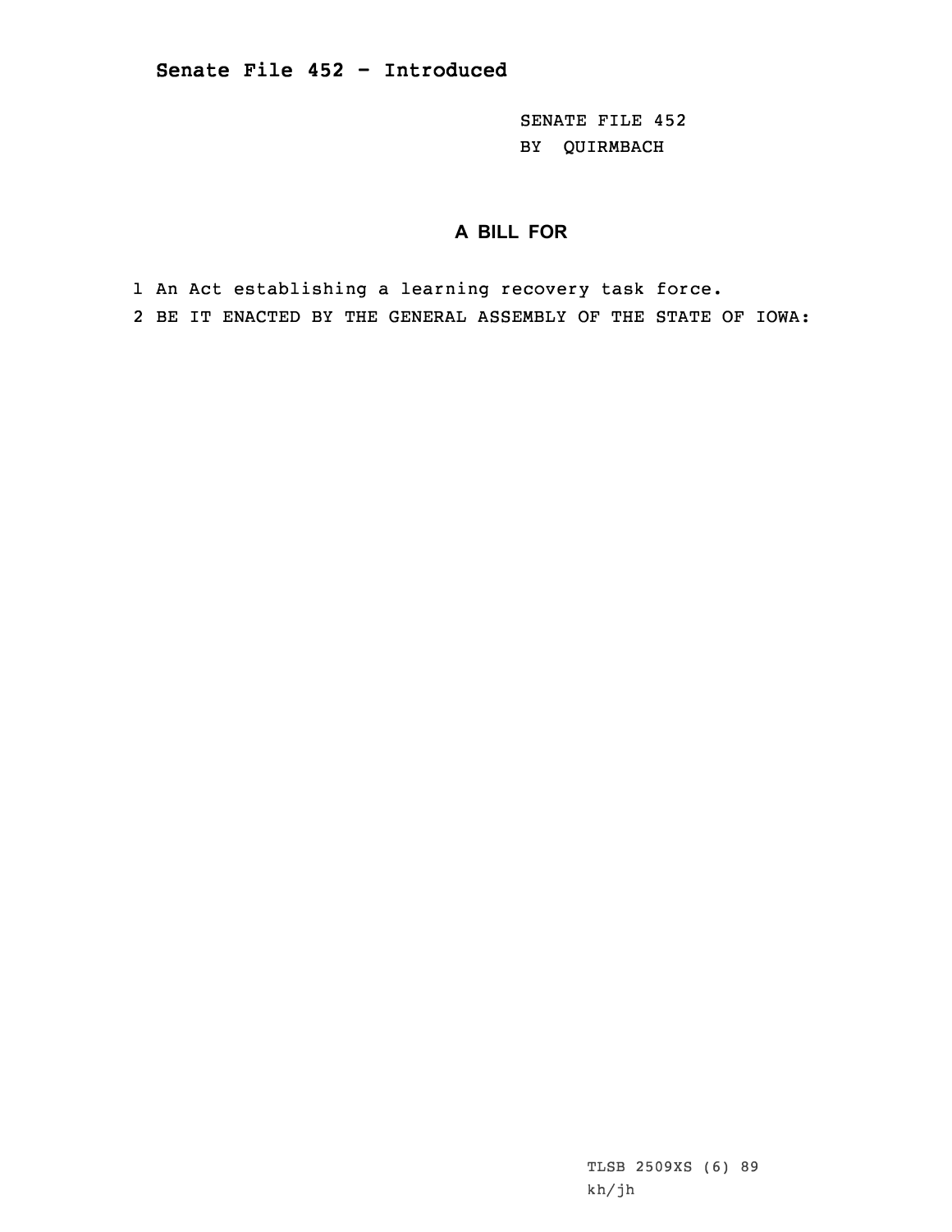**Senate File 452 - Introduced**

SENATE FILE 452
BY QUIRMBACH

## A BILL FOR

1 An Act establishing a learning recovery task force.
2 BE IT ENACTED BY THE GENERAL ASSEMBLY OF THE STATE OF IOWA:

TLSB 2509XS (6) 89
kh/jh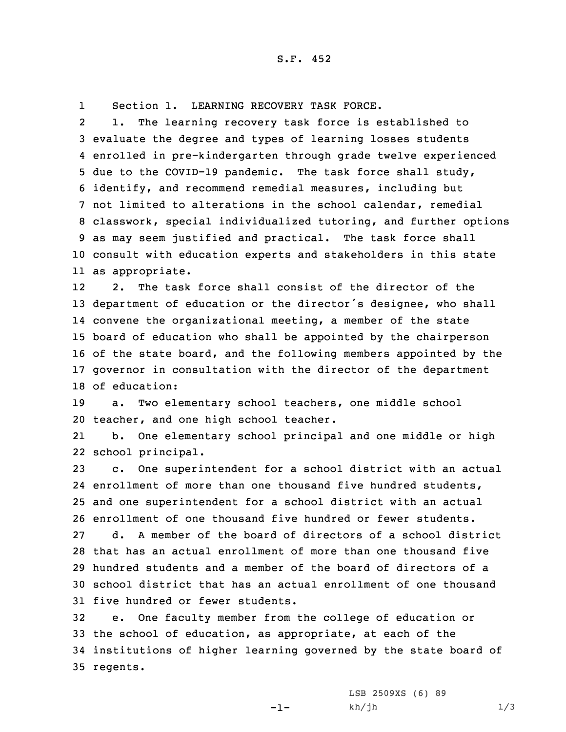S.F. 452

Section 1. LEARNING RECOVERY TASK FORCE.

1. The learning recovery task force is established to evaluate the degree and types of learning losses students enrolled in pre-kindergarten through grade twelve experienced due to the COVID-19 pandemic. The task force shall study, identify, and recommend remedial measures, including but not limited to alterations in the school calendar, remedial classwork, special individualized tutoring, and further options as may seem justified and practical. The task force shall consult with education experts and stakeholders in this state as appropriate.

2. The task force shall consist of the director of the department of education or the director's designee, who shall convene the organizational meeting, a member of the state board of education who shall be appointed by the chairperson of the state board, and the following members appointed by the governor in consultation with the director of the department of education:

a. Two elementary school teachers, one middle school teacher, and one high school teacher.

b. One elementary school principal and one middle or high school principal.

c. One superintendent for a school district with an actual enrollment of more than one thousand five hundred students, and one superintendent for a school district with an actual enrollment of one thousand five hundred or fewer students.

d. A member of the board of directors of a school district that has an actual enrollment of more than one thousand five hundred students and a member of the board of directors of a school district that has an actual enrollment of one thousand five hundred or fewer students.

e. One faculty member from the college of education or the school of education, as appropriate, at each of the institutions of higher learning governed by the state board of regents.

LSB 2509XS (6) 89
kh/jh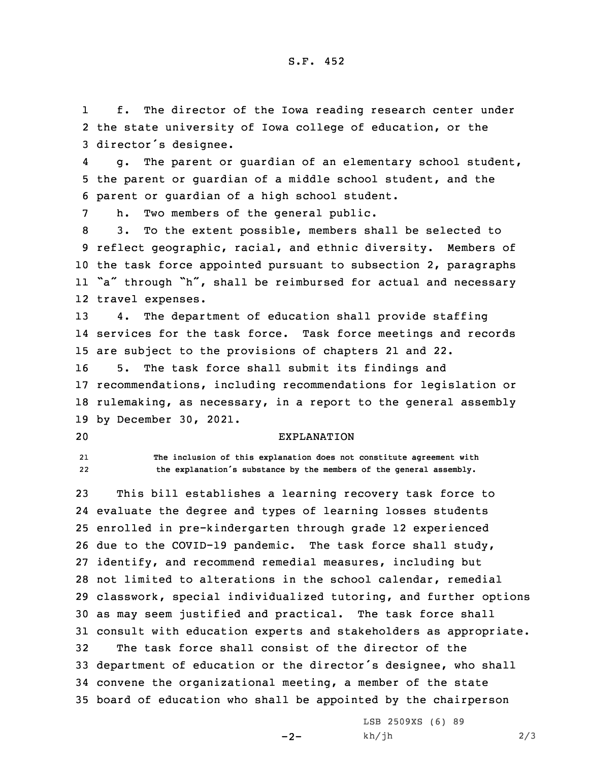f. The director of the Iowa reading research center under the state university of Iowa college of education, or the director's designee.

g. The parent or guardian of an elementary school student, the parent or guardian of a middle school student, and the parent or guardian of a high school student.

h. Two members of the general public.

3. To the extent possible, members shall be selected to reflect geographic, racial, and ethnic diversity. Members of the task force appointed pursuant to subsection 2, paragraphs "a" through "h", shall be reimbursed for actual and necessary travel expenses.

4. The department of education shall provide staffing services for the task force. Task force meetings and records are subject to the provisions of chapters 21 and 22.

5. The task force shall submit its findings and recommendations, including recommendations for legislation or rulemaking, as necessary, in a report to the general assembly by December 30, 2021.

EXPLANATION

The inclusion of this explanation does not constitute agreement with the explanation's substance by the members of the general assembly.

This bill establishes a learning recovery task force to evaluate the degree and types of learning losses students enrolled in pre-kindergarten through grade 12 experienced due to the COVID-19 pandemic. The task force shall study, identify, and recommend remedial measures, including but not limited to alterations in the school calendar, remedial classwork, special individualized tutoring, and further options as may seem justified and practical. The task force shall consult with education experts and stakeholders as appropriate.

The task force shall consist of the director of the department of education or the director's designee, who shall convene the organizational meeting, a member of the state board of education who shall be appointed by the chairperson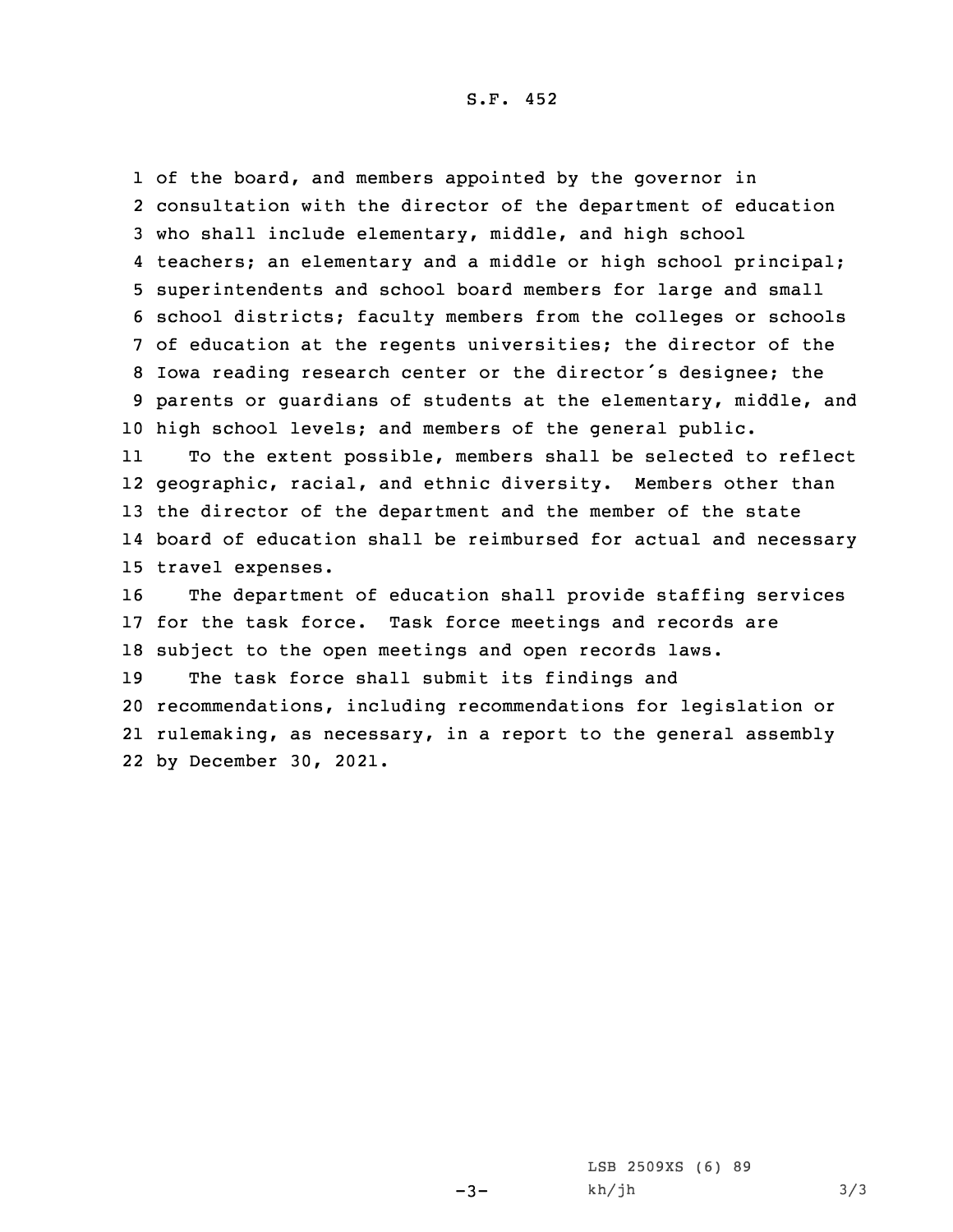of the board, and members appointed by the governor in consultation with the director of the department of education who shall include elementary, middle, and high school teachers; an elementary and a middle or high school principal; superintendents and school board members for large and small school districts; faculty members from the colleges or schools of education at the regents universities; the director of the Iowa reading research center or the director's designee; the parents or guardians of students at the elementary, middle, and high school levels; and members of the general public.

To the extent possible, members shall be selected to reflect geographic, racial, and ethnic diversity. Members other than the director of the department and the member of the state board of education shall be reimbursed for actual and necessary travel expenses.

The department of education shall provide staffing services for the task force. Task force meetings and records are subject to the open meetings and open records laws.

The task force shall submit its findings and recommendations, including recommendations for legislation or rulemaking, as necessary, in a report to the general assembly by December 30, 2021.

LSB 2509XS (6) 89
kh/jh